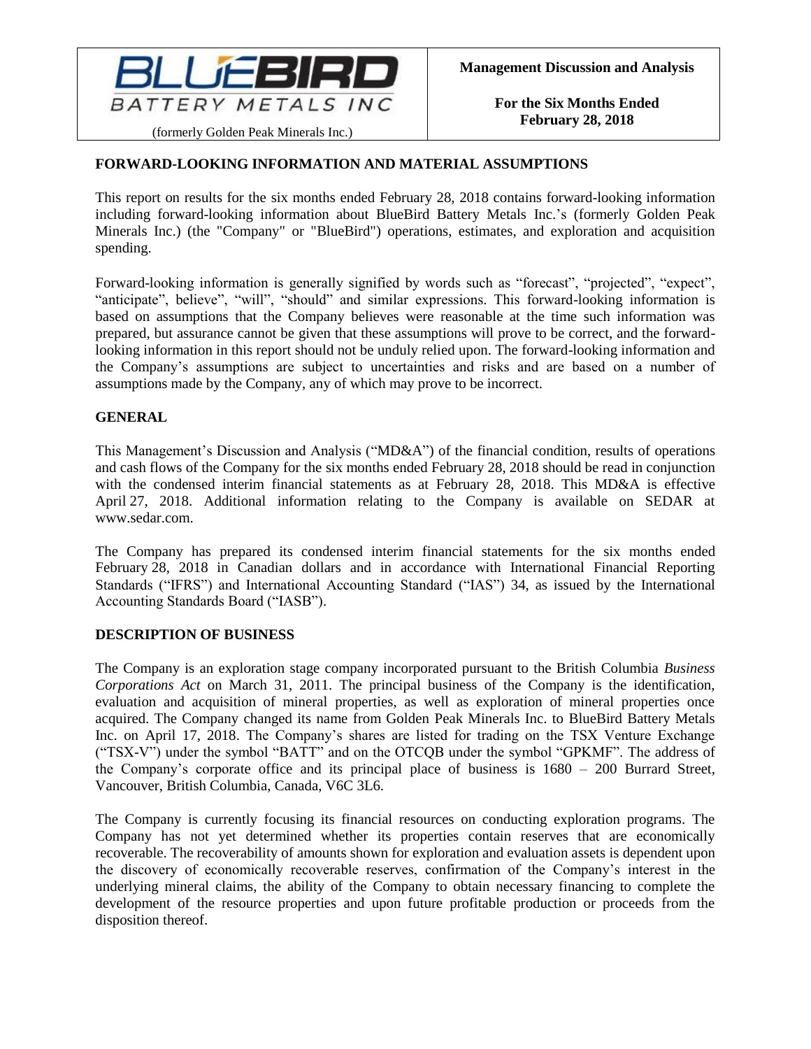**BLUEBIRD BATTERY METALS INC**

(formerly Golden Peak Minerals Inc.)

**Management Discussion and Analysis**

**For the Six Months Ended February 28, 2018**

## FORWARD-LOOKING INFORMATION AND MATERIAL ASSUMPTIONS

This report on results for the six months ended February 28, 2018 contains forward-looking information including forward-looking information about BlueBird Battery Metals Inc.'s (formerly Golden Peak Minerals Inc.) (the "Company" or "BlueBird") operations, estimates, and exploration and acquisition spending.

Forward-looking information is generally signified by words such as "forecast", "projected", "expect", "anticipate", believe", "will", "should" and similar expressions. This forward-looking information is based on assumptions that the Company believes were reasonable at the time such information was prepared, but assurance cannot be given that these assumptions will prove to be correct, and the forward-looking information in this report should not be unduly relied upon. The forward-looking information and the Company's assumptions are subject to uncertainties and risks and are based on a number of assumptions made by the Company, any of which may prove to be incorrect.

## GENERAL

This Management's Discussion and Analysis ("MD&A") of the financial condition, results of operations and cash flows of the Company for the six months ended February 28, 2018 should be read in conjunction with the condensed interim financial statements as at February 28, 2018. This MD&A is effective April 27, 2018. Additional information relating to the Company is available on SEDAR at www.sedar.com.

The Company has prepared its condensed interim financial statements for the six months ended February 28, 2018 in Canadian dollars and in accordance with International Financial Reporting Standards ("IFRS") and International Accounting Standard ("IAS") 34, as issued by the International Accounting Standards Board ("IASB").

## DESCRIPTION OF BUSINESS

The Company is an exploration stage company incorporated pursuant to the British Columbia *Business Corporations Act* on March 31, 2011. The principal business of the Company is the identification, evaluation and acquisition of mineral properties, as well as exploration of mineral properties once acquired. The Company changed its name from Golden Peak Minerals Inc. to BlueBird Battery Metals Inc. on April 17, 2018. The Company's shares are listed for trading on the TSX Venture Exchange ("TSX-V") under the symbol "BATT" and on the OTCQB under the symbol "GPKMF". The address of the Company's corporate office and its principal place of business is 1680 – 200 Burrard Street, Vancouver, British Columbia, Canada, V6C 3L6.

The Company is currently focusing its financial resources on conducting exploration programs. The Company has not yet determined whether its properties contain reserves that are economically recoverable. The recoverability of amounts shown for exploration and evaluation assets is dependent upon the discovery of economically recoverable reserves, confirmation of the Company's interest in the underlying mineral claims, the ability of the Company to obtain necessary financing to complete the development of the resource properties and upon future profitable production or proceeds from the disposition thereof.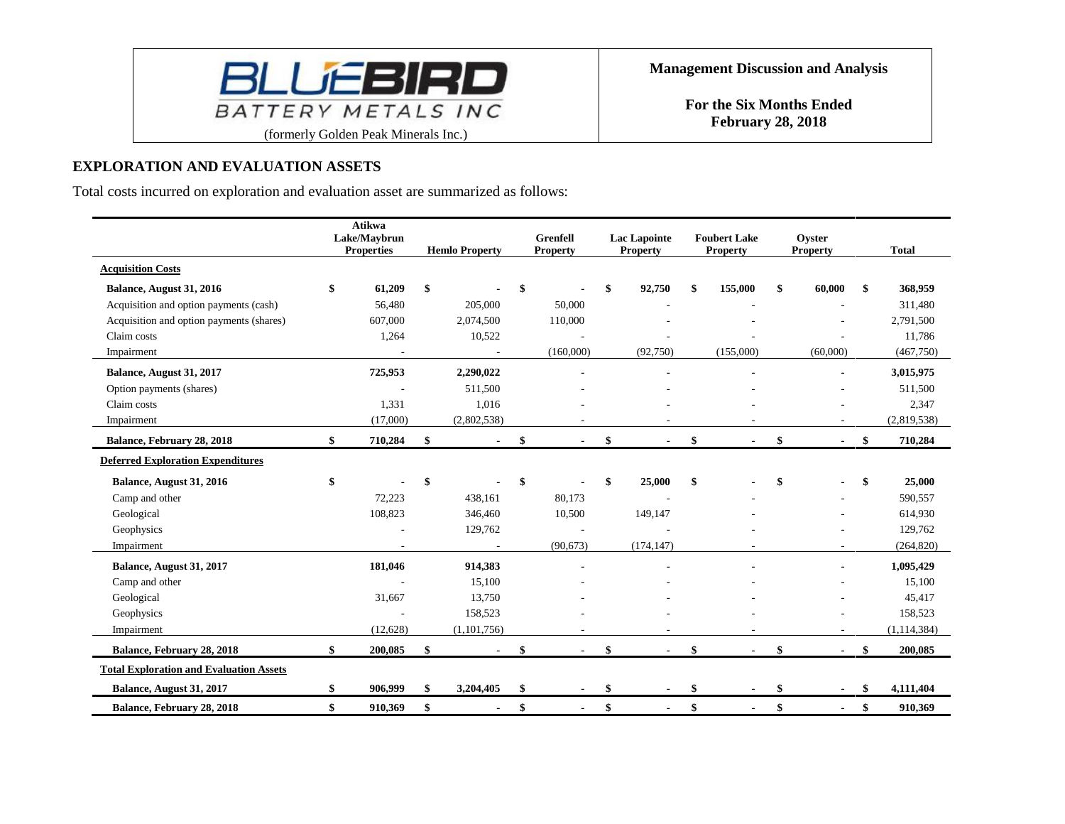## EXPLORATION AND EVALUATION ASSETS

Total costs incurred on exploration and evaluation asset are summarized as follows:

| | Atikwa Lake/Maybrun Properties | Hemlo Property | Grenfell Property | Lac Lapointe Property | Foubert Lake Property | Oyster Property | Total |
|---|---|---|---|---|---|---|---|
| **Acquisition Costs** | | | | | | | |
| **Balance, August 31, 2016** | **$ 61,209** | **$ -** | **$ -** | **$ 92,750** | **$ 155,000** | **$ 60,000** | **$ 368,959** |
| Acquisition and option payments (cash) | 56,480 | 205,000 | 50,000 | - | - | - | 311,480 |
| Acquisition and option payments (shares) | 607,000 | 2,074,500 | 110,000 | - | - | - | 2,791,500 |
| Claim costs | 1,264 | 10,522 | - | - | - | - | 11,786 |
| Impairment | - | - | (160,000) | (92,750) | (155,000) | (60,000) | (467,750) |
| **Balance, August 31, 2017** | **725,953** | **2,290,022** | **-** | **-** | **-** | **-** | **3,015,975** |
| Option payments (shares) | - | 511,500 | - | - | - | - | 511,500 |
| Claim costs | 1,331 | 1,016 | - | - | - | - | 2,347 |
| Impairment | (17,000) | (2,802,538) | - | - | - | - | (2,819,538) |
| **Balance, February 28, 2018** | **$ 710,284** | **$ -** | **$ -** | **$ -** | **$ -** | **$ -** | **$ 710,284** |
| **Deferred Exploration Expenditures** | | | | | | | |
| **Balance, August 31, 2016** | **$ -** | **$ -** | **$ -** | **$ 25,000** | **$ -** | **$ -** | **$ 25,000** |
| Camp and other | 72,223 | 438,161 | 80,173 | - | - | - | 590,557 |
| Geological | 108,823 | 346,460 | 10,500 | 149,147 | - | - | 614,930 |
| Geophysics | - | 129,762 | - | - | - | - | 129,762 |
| Impairment | - | - | (90,673) | (174,147) | - | - | (264,820) |
| **Balance, August 31, 2017** | **181,046** | **914,383** | **-** | **-** | **-** | **-** | **1,095,429** |
| Camp and other | - | 15,100 | - | - | - | - | 15,100 |
| Geological | 31,667 | 13,750 | - | - | - | - | 45,417 |
| Geophysics | - | 158,523 | - | - | - | - | 158,523 |
| Impairment | (12,628) | (1,101,756) | - | - | - | - | (1,114,384) |
| **Balance, February 28, 2018** | **$ 200,085** | **$ -** | **$ -** | **$ -** | **$ -** | **$ -** | **$ 200,085** |
| **Total Exploration and Evaluation Assets** | | | | | | | |
| **Balance, August 31, 2017** | **$ 906,999** | **$ 3,204,405** | **$ -** | **$ -** | **$ -** | **$ -** | **$ 4,111,404** |
| **Balance, February 28, 2018** | **$ 910,369** | **$ -** | **$ -** | **$ -** | **$ -** | **$ -** | **$ 910,369** |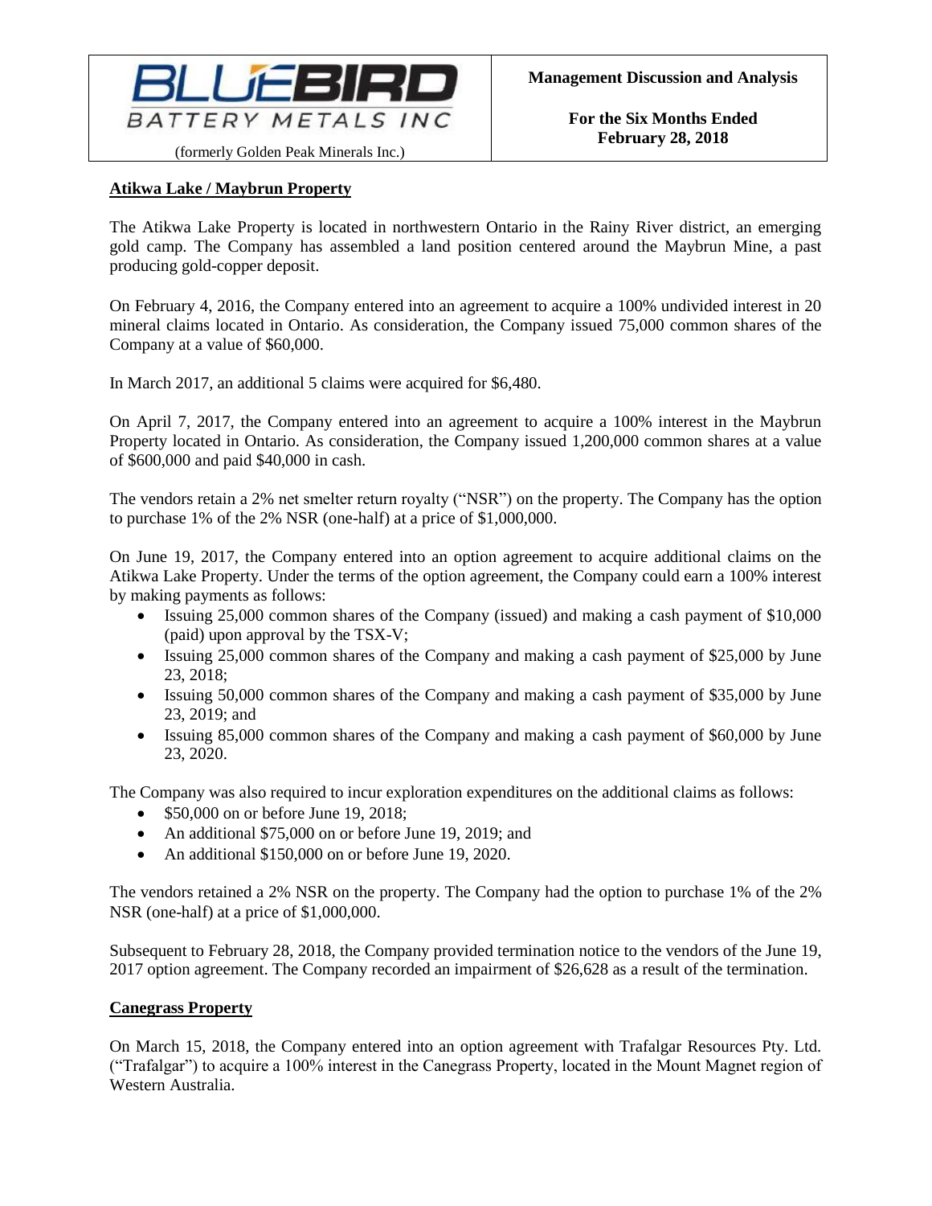## Atikwa Lake / Maybrun Property

The Atikwa Lake Property is located in northwestern Ontario in the Rainy River district, an emerging gold camp. The Company has assembled a land position centered around the Maybrun Mine, a past producing gold-copper deposit.

On February 4, 2016, the Company entered into an agreement to acquire a 100% undivided interest in 20 mineral claims located in Ontario. As consideration, the Company issued 75,000 common shares of the Company at a value of $60,000.

In March 2017, an additional 5 claims were acquired for $6,480.

On April 7, 2017, the Company entered into an agreement to acquire a 100% interest in the Maybrun Property located in Ontario. As consideration, the Company issued 1,200,000 common shares at a value of $600,000 and paid $40,000 in cash.

The vendors retain a 2% net smelter return royalty ("NSR") on the property. The Company has the option to purchase 1% of the 2% NSR (one-half) at a price of $1,000,000.

On June 19, 2017, the Company entered into an option agreement to acquire additional claims on the Atikwa Lake Property. Under the terms of the option agreement, the Company could earn a 100% interest by making payments as follows:

- Issuing 25,000 common shares of the Company (issued) and making a cash payment of $10,000 (paid) upon approval by the TSX-V;
- Issuing 25,000 common shares of the Company and making a cash payment of $25,000 by June 23, 2018;
- Issuing 50,000 common shares of the Company and making a cash payment of $35,000 by June 23, 2019; and
- Issuing 85,000 common shares of the Company and making a cash payment of $60,000 by June 23, 2020.

The Company was also required to incur exploration expenditures on the additional claims as follows:

- $50,000 on or before June 19, 2018;
- An additional $75,000 on or before June 19, 2019; and
- An additional $150,000 on or before June 19, 2020.

The vendors retained a 2% NSR on the property. The Company had the option to purchase 1% of the 2% NSR (one-half) at a price of $1,000,000.

Subsequent to February 28, 2018, the Company provided termination notice to the vendors of the June 19, 2017 option agreement. The Company recorded an impairment of $26,628 as a result of the termination.

## Canegrass Property

On March 15, 2018, the Company entered into an option agreement with Trafalgar Resources Pty. Ltd. ("Trafalgar") to acquire a 100% interest in the Canegrass Property, located in the Mount Magnet region of Western Australia.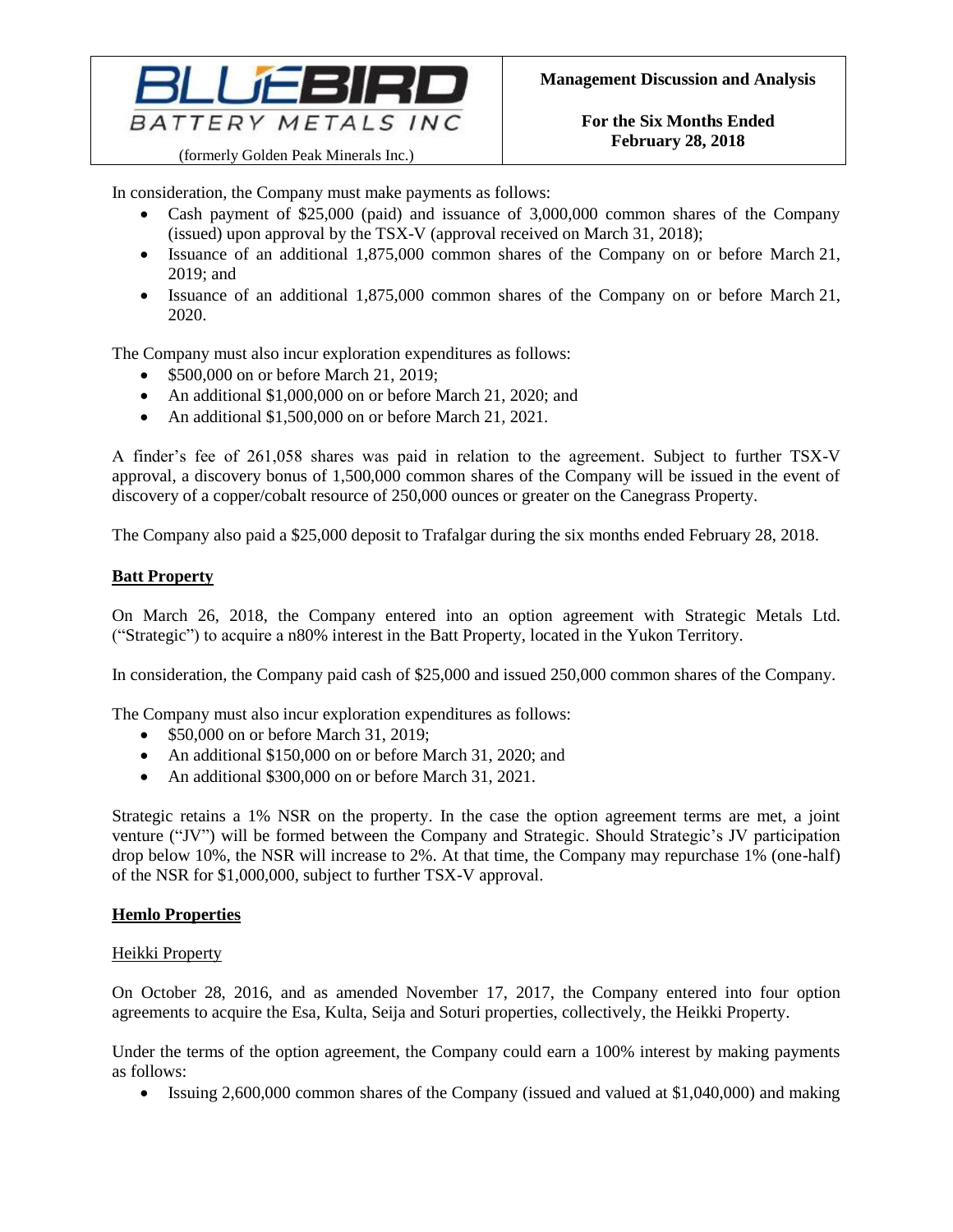In consideration, the Company must make payments as follows:

- Cash payment of $25,000 (paid) and issuance of 3,000,000 common shares of the Company (issued) upon approval by the TSX-V (approval received on March 31, 2018);
- Issuance of an additional 1,875,000 common shares of the Company on or before March 21, 2019; and
- Issuance of an additional 1,875,000 common shares of the Company on or before March 21, 2020.

The Company must also incur exploration expenditures as follows:

- $500,000 on or before March 21, 2019;
- An additional $1,000,000 on or before March 21, 2020; and
- An additional $1,500,000 on or before March 21, 2021.

A finder's fee of 261,058 shares was paid in relation to the agreement. Subject to further TSX-V approval, a discovery bonus of 1,500,000 common shares of the Company will be issued in the event of discovery of a copper/cobalt resource of 250,000 ounces or greater on the Canegrass Property.

The Company also paid a $25,000 deposit to Trafalgar during the six months ended February 28, 2018.

## Batt Property

On March 26, 2018, the Company entered into an option agreement with Strategic Metals Ltd. ("Strategic") to acquire a n80% interest in the Batt Property, located in the Yukon Territory.

In consideration, the Company paid cash of $25,000 and issued 250,000 common shares of the Company.

The Company must also incur exploration expenditures as follows:

- $50,000 on or before March 31, 2019;
- An additional $150,000 on or before March 31, 2020; and
- An additional $300,000 on or before March 31, 2021.

Strategic retains a 1% NSR on the property. In the case the option agreement terms are met, a joint venture ("JV") will be formed between the Company and Strategic. Should Strategic's JV participation drop below 10%, the NSR will increase to 2%. At that time, the Company may repurchase 1% (one-half) of the NSR for $1,000,000, subject to further TSX-V approval.

## Hemlo Properties

### Heikki Property

On October 28, 2016, and as amended November 17, 2017, the Company entered into four option agreements to acquire the Esa, Kulta, Seija and Soturi properties, collectively, the Heikki Property.

Under the terms of the option agreement, the Company could earn a 100% interest by making payments as follows:

- Issuing 2,600,000 common shares of the Company (issued and valued at $1,040,000) and making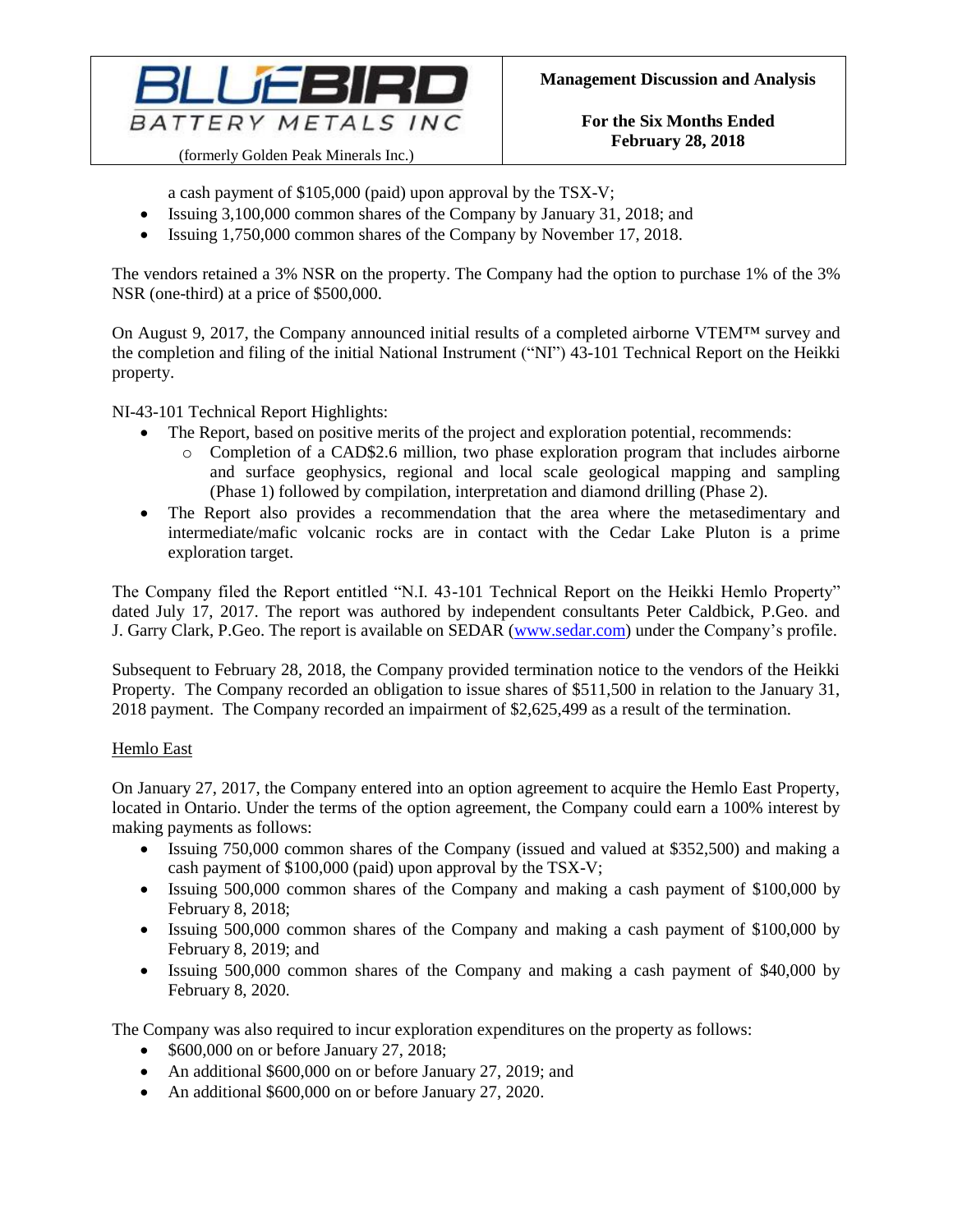a cash payment of $105,000 (paid) upon approval by the TSX-V;

- Issuing 3,100,000 common shares of the Company by January 31, 2018; and
- Issuing 1,750,000 common shares of the Company by November 17, 2018.

The vendors retained a 3% NSR on the property. The Company had the option to purchase 1% of the 3% NSR (one-third) at a price of $500,000.

On August 9, 2017, the Company announced initial results of a completed airborne VTEM™ survey and the completion and filing of the initial National Instrument ("NI") 43-101 Technical Report on the Heikki property.

NI-43-101 Technical Report Highlights:

- The Report, based on positive merits of the project and exploration potential, recommends:
  - Completion of a CAD$2.6 million, two phase exploration program that includes airborne and surface geophysics, regional and local scale geological mapping and sampling (Phase 1) followed by compilation, interpretation and diamond drilling (Phase 2).
- The Report also provides a recommendation that the area where the metasedimentary and intermediate/mafic volcanic rocks are in contact with the Cedar Lake Pluton is a prime exploration target.

The Company filed the Report entitled "N.I. 43-101 Technical Report on the Heikki Hemlo Property" dated July 17, 2017. The report was authored by independent consultants Peter Caldbick, P.Geo. and J. Garry Clark, P.Geo. The report is available on SEDAR (www.sedar.com) under the Company's profile.

Subsequent to February 28, 2018, the Company provided termination notice to the vendors of the Heikki Property. The Company recorded an obligation to issue shares of $511,500 in relation to the January 31, 2018 payment. The Company recorded an impairment of $2,625,499 as a result of the termination.

Hemlo East

On January 27, 2017, the Company entered into an option agreement to acquire the Hemlo East Property, located in Ontario. Under the terms of the option agreement, the Company could earn a 100% interest by making payments as follows:

- Issuing 750,000 common shares of the Company (issued and valued at $352,500) and making a cash payment of $100,000 (paid) upon approval by the TSX-V;
- Issuing 500,000 common shares of the Company and making a cash payment of $100,000 by February 8, 2018;
- Issuing 500,000 common shares of the Company and making a cash payment of $100,000 by February 8, 2019; and
- Issuing 500,000 common shares of the Company and making a cash payment of $40,000 by February 8, 2020.

The Company was also required to incur exploration expenditures on the property as follows:

- $600,000 on or before January 27, 2018;
- An additional $600,000 on or before January 27, 2019; and
- An additional $600,000 on or before January 27, 2020.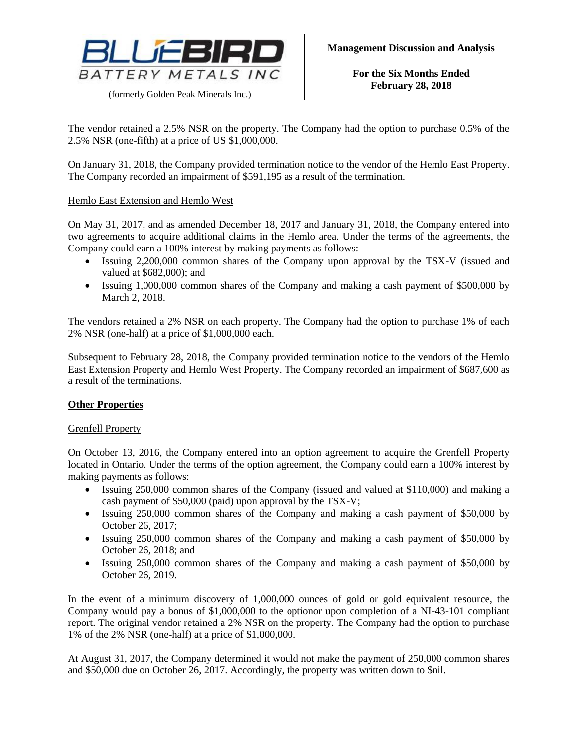The vendor retained a 2.5% NSR on the property. The Company had the option to purchase 0.5% of the 2.5% NSR (one-fifth) at a price of US $1,000,000.

On January 31, 2018, the Company provided termination notice to the vendor of the Hemlo East Property. The Company recorded an impairment of $591,195 as a result of the termination.

Hemlo East Extension and Hemlo West

On May 31, 2017, and as amended December 18, 2017 and January 31, 2018, the Company entered into two agreements to acquire additional claims in the Hemlo area. Under the terms of the agreements, the Company could earn a 100% interest by making payments as follows:

- Issuing 2,200,000 common shares of the Company upon approval by the TSX-V (issued and valued at $682,000); and
- Issuing 1,000,000 common shares of the Company and making a cash payment of $500,000 by March 2, 2018.

The vendors retained a 2% NSR on each property. The Company had the option to purchase 1% of each 2% NSR (one-half) at a price of $1,000,000 each.

Subsequent to February 28, 2018, the Company provided termination notice to the vendors of the Hemlo East Extension Property and Hemlo West Property. The Company recorded an impairment of $687,600 as a result of the terminations.

**Other Properties**

Grenfell Property

On October 13, 2016, the Company entered into an option agreement to acquire the Grenfell Property located in Ontario. Under the terms of the option agreement, the Company could earn a 100% interest by making payments as follows:

- Issuing 250,000 common shares of the Company (issued and valued at $110,000) and making a cash payment of $50,000 (paid) upon approval by the TSX-V;
- Issuing 250,000 common shares of the Company and making a cash payment of $50,000 by October 26, 2017;
- Issuing 250,000 common shares of the Company and making a cash payment of $50,000 by October 26, 2018; and
- Issuing 250,000 common shares of the Company and making a cash payment of $50,000 by October 26, 2019.

In the event of a minimum discovery of 1,000,000 ounces of gold or gold equivalent resource, the Company would pay a bonus of $1,000,000 to the optionor upon completion of a NI-43-101 compliant report. The original vendor retained a 2% NSR on the property. The Company had the option to purchase 1% of the 2% NSR (one-half) at a price of $1,000,000.

At August 31, 2017, the Company determined it would not make the payment of 250,000 common shares and $50,000 due on October 26, 2017. Accordingly, the property was written down to $nil.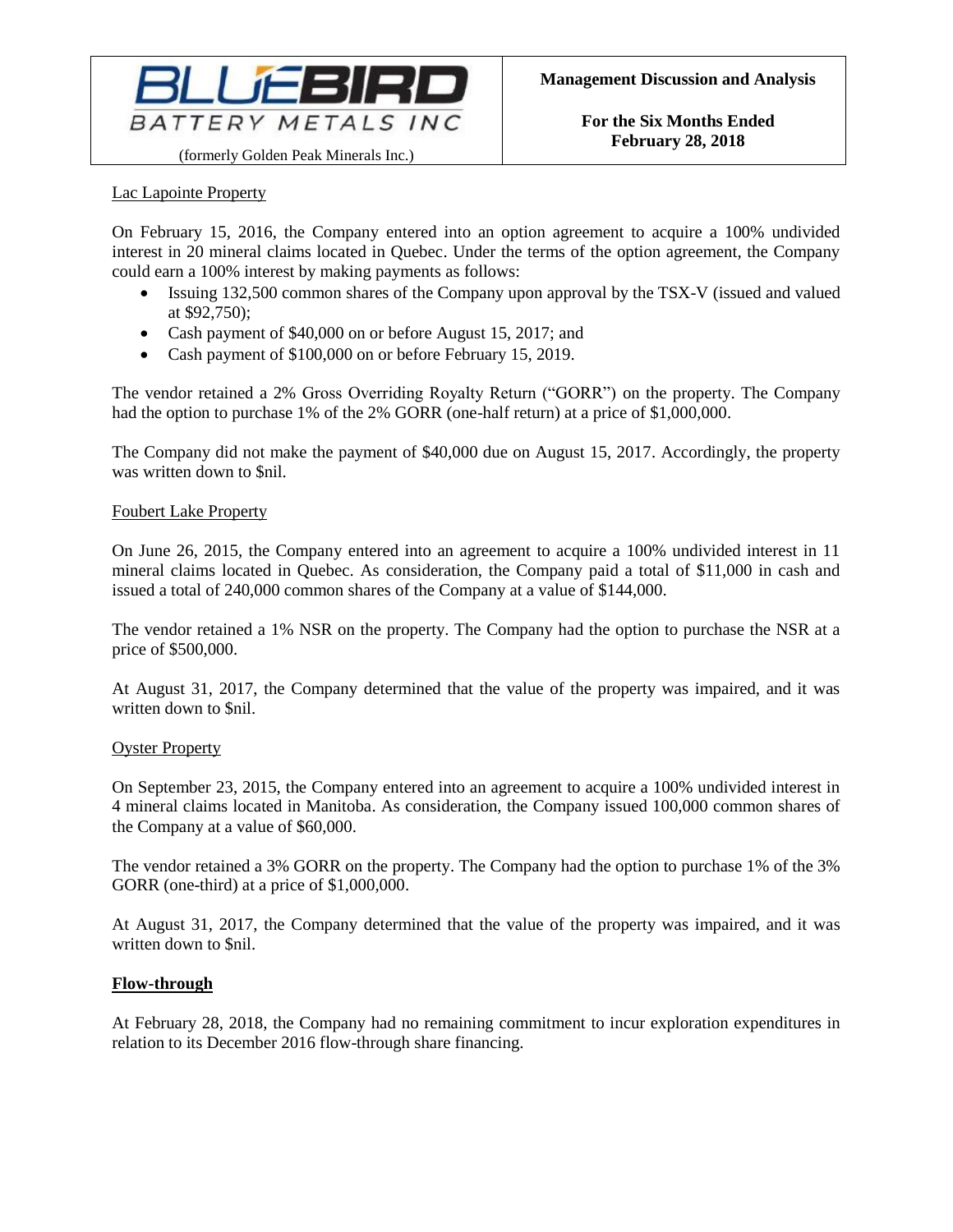Lac Lapointe Property

On February 15, 2016, the Company entered into an option agreement to acquire a 100% undivided interest in 20 mineral claims located in Quebec. Under the terms of the option agreement, the Company could earn a 100% interest by making payments as follows:

- Issuing 132,500 common shares of the Company upon approval by the TSX-V (issued and valued at $92,750);
- Cash payment of $40,000 on or before August 15, 2017; and
- Cash payment of $100,000 on or before February 15, 2019.

The vendor retained a 2% Gross Overriding Royalty Return ("GORR") on the property. The Company had the option to purchase 1% of the 2% GORR (one-half return) at a price of $1,000,000.

The Company did not make the payment of $40,000 due on August 15, 2017. Accordingly, the property was written down to $nil.

Foubert Lake Property

On June 26, 2015, the Company entered into an agreement to acquire a 100% undivided interest in 11 mineral claims located in Quebec. As consideration, the Company paid a total of $11,000 in cash and issued a total of 240,000 common shares of the Company at a value of $144,000.

The vendor retained a 1% NSR on the property. The Company had the option to purchase the NSR at a price of $500,000.

At August 31, 2017, the Company determined that the value of the property was impaired, and it was written down to $nil.

Oyster Property

On September 23, 2015, the Company entered into an agreement to acquire a 100% undivided interest in 4 mineral claims located in Manitoba. As consideration, the Company issued 100,000 common shares of the Company at a value of $60,000.

The vendor retained a 3% GORR on the property. The Company had the option to purchase 1% of the 3% GORR (one-third) at a price of $1,000,000.

At August 31, 2017, the Company determined that the value of the property was impaired, and it was written down to $nil.

**Flow-through**

At February 28, 2018, the Company had no remaining commitment to incur exploration expenditures in relation to its December 2016 flow-through share financing.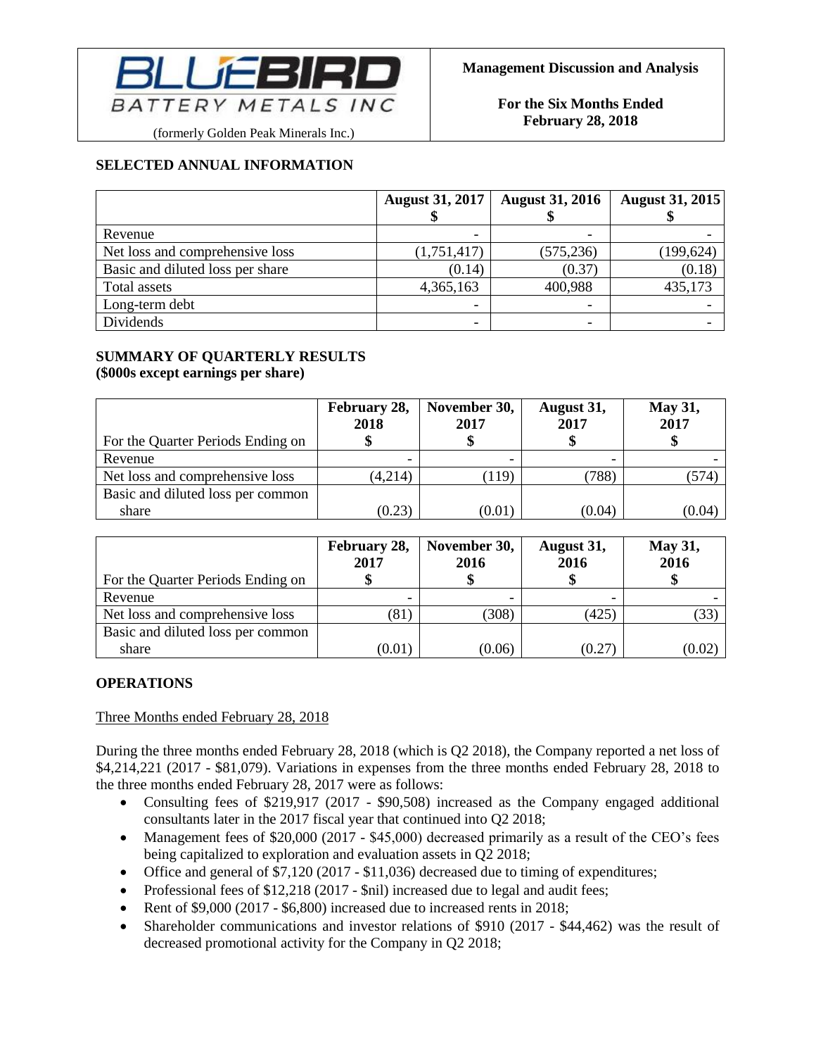## SELECTED ANNUAL INFORMATION

| | August 31, 2017 $ | August 31, 2016 $ | August 31, 2015 $ |
|---|---|---|---|
| Revenue | - | - | - |
| Net loss and comprehensive loss | (1,751,417) | (575,236) | (199,624) |
| Basic and diluted loss per share | (0.14) | (0.37) | (0.18) |
| Total assets | 4,365,163 | 400,988 | 435,173 |
| Long-term debt | - | - | - |
| Dividends | - | - | - |

## SUMMARY OF QUARTERLY RESULTS
**($000s except earnings per share)**

| For the Quarter Periods Ending on | February 28, 2018 $ | November 30, 2017 $ | August 31, 2017 $ | May 31, 2017 $ |
|---|---|---|---|---|
| Revenue | - | - | - | - |
| Net loss and comprehensive loss | (4,214) | (119) | (788) | (574) |
| Basic and diluted loss per common share | (0.23) | (0.01) | (0.04) | (0.04) |

| For the Quarter Periods Ending on | February 28, 2017 $ | November 30, 2016 $ | August 31, 2016 $ | May 31, 2016 $ |
|---|---|---|---|---|
| Revenue | - | - | - | - |
| Net loss and comprehensive loss | (81) | (308) | (425) | (33) |
| Basic and diluted loss per common share | (0.01) | (0.06) | (0.27) | (0.02) |

## OPERATIONS

Three Months ended February 28, 2018

During the three months ended February 28, 2018 (which is Q2 2018), the Company reported a net loss of $4,214,221 (2017 - $81,079). Variations in expenses from the three months ended February 28, 2018 to the three months ended February 28, 2017 were as follows:

- Consulting fees of $219,917 (2017 - $90,508) increased as the Company engaged additional consultants later in the 2017 fiscal year that continued into Q2 2018;
- Management fees of $20,000 (2017 - $45,000) decreased primarily as a result of the CEO's fees being capitalized to exploration and evaluation assets in Q2 2018;
- Office and general of $7,120 (2017 - $11,036) decreased due to timing of expenditures;
- Professional fees of $12,218 (2017 - $nil) increased due to legal and audit fees;
- Rent of $9,000 (2017 - $6,800) increased due to increased rents in 2018;
- Shareholder communications and investor relations of $910 (2017 - $44,462) was the result of decreased promotional activity for the Company in Q2 2018;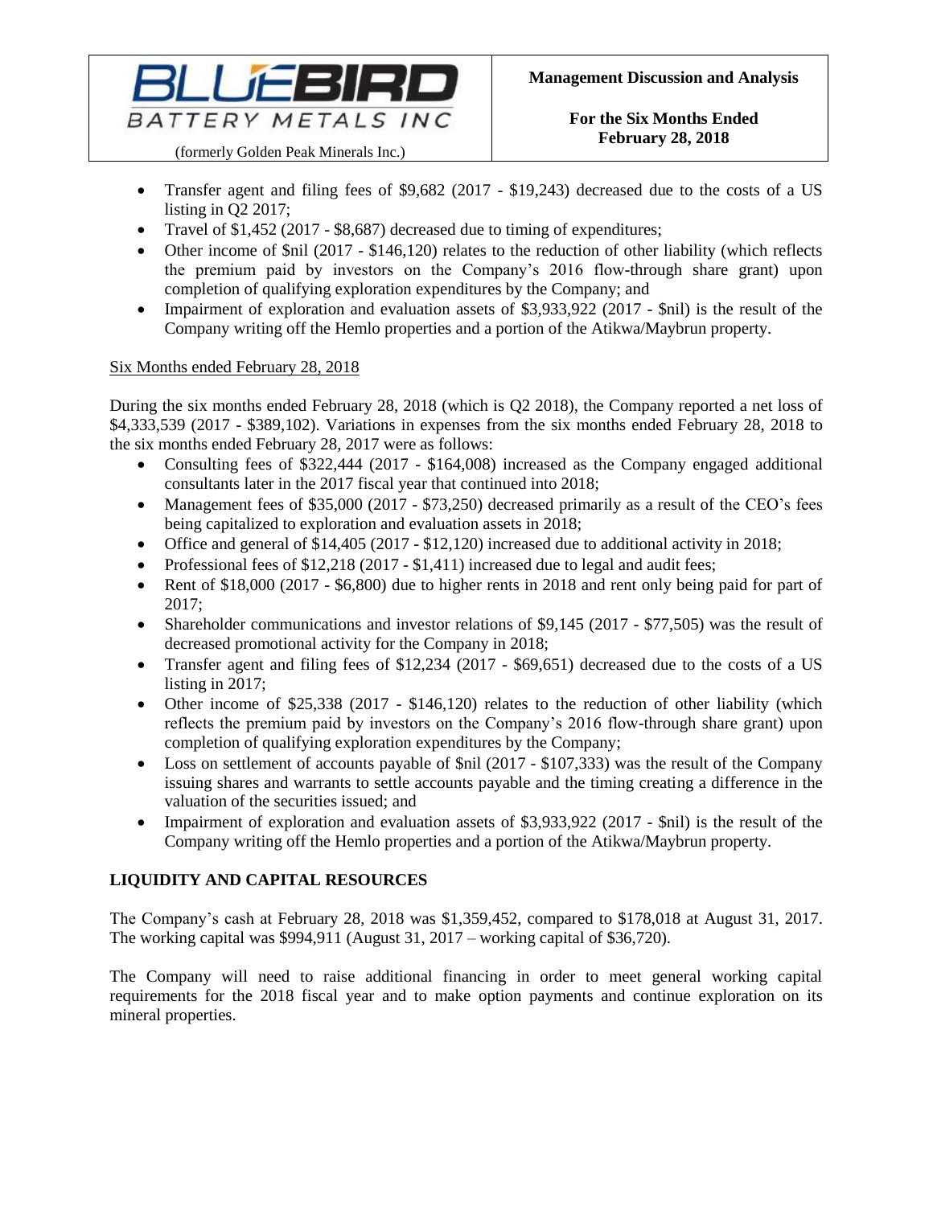- Transfer agent and filing fees of $9,682 (2017 - $19,243) decreased due to the costs of a US listing in Q2 2017;
- Travel of $1,452 (2017 - $8,687) decreased due to timing of expenditures;
- Other income of $nil (2017 - $146,120) relates to the reduction of other liability (which reflects the premium paid by investors on the Company's 2016 flow-through share grant) upon completion of qualifying exploration expenditures by the Company; and
- Impairment of exploration and evaluation assets of $3,933,922 (2017 - $nil) is the result of the Company writing off the Hemlo properties and a portion of the Atikwa/Maybrun property.

Six Months ended February 28, 2018

During the six months ended February 28, 2018 (which is Q2 2018), the Company reported a net loss of $4,333,539 (2017 - $389,102). Variations in expenses from the six months ended February 28, 2018 to the six months ended February 28, 2017 were as follows:

- Consulting fees of $322,444 (2017 - $164,008) increased as the Company engaged additional consultants later in the 2017 fiscal year that continued into 2018;
- Management fees of $35,000 (2017 - $73,250) decreased primarily as a result of the CEO's fees being capitalized to exploration and evaluation assets in 2018;
- Office and general of $14,405 (2017 - $12,120) increased due to additional activity in 2018;
- Professional fees of $12,218 (2017 - $1,411) increased due to legal and audit fees;
- Rent of $18,000 (2017 - $6,800) due to higher rents in 2018 and rent only being paid for part of 2017;
- Shareholder communications and investor relations of $9,145 (2017 - $77,505) was the result of decreased promotional activity for the Company in 2018;
- Transfer agent and filing fees of $12,234 (2017 - $69,651) decreased due to the costs of a US listing in 2017;
- Other income of $25,338 (2017 - $146,120) relates to the reduction of other liability (which reflects the premium paid by investors on the Company's 2016 flow-through share grant) upon completion of qualifying exploration expenditures by the Company;
- Loss on settlement of accounts payable of $nil (2017 - $107,333) was the result of the Company issuing shares and warrants to settle accounts payable and the timing creating a difference in the valuation of the securities issued; and
- Impairment of exploration and evaluation assets of $3,933,922 (2017 - $nil) is the result of the Company writing off the Hemlo properties and a portion of the Atikwa/Maybrun property.

## LIQUIDITY AND CAPITAL RESOURCES

The Company's cash at February 28, 2018 was $1,359,452, compared to $178,018 at August 31, 2017. The working capital was $994,911 (August 31, 2017 – working capital of $36,720).

The Company will need to raise additional financing in order to meet general working capital requirements for the 2018 fiscal year and to make option payments and continue exploration on its mineral properties.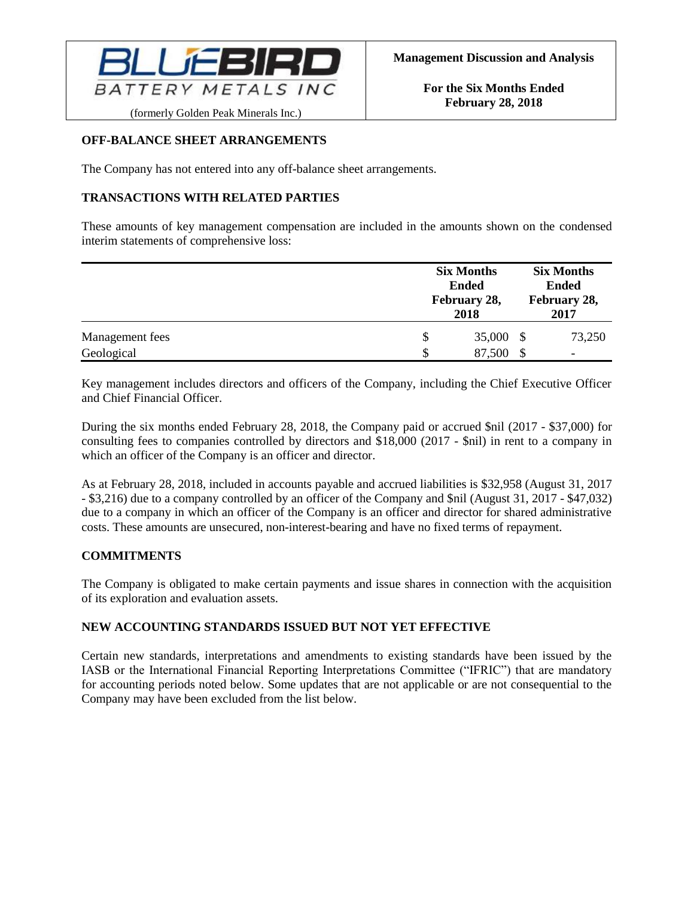## OFF-BALANCE SHEET ARRANGEMENTS

The Company has not entered into any off-balance sheet arrangements.

## TRANSACTIONS WITH RELATED PARTIES

These amounts of key management compensation are included in the amounts shown on the condensed interim statements of comprehensive loss:

| | Six Months Ended February 28, 2018 | Six Months Ended February 28, 2017 |
|---|---|---|
| Management fees | $ 35,000 | $ 73,250 |
| Geological | $ 87,500 | $ - |

Key management includes directors and officers of the Company, including the Chief Executive Officer and Chief Financial Officer.

During the six months ended February 28, 2018, the Company paid or accrued $nil (2017 - $37,000) for consulting fees to companies controlled by directors and $18,000 (2017 - $nil) in rent to a company in which an officer of the Company is an officer and director.

As at February 28, 2018, included in accounts payable and accrued liabilities is $32,958 (August 31, 2017 - $3,216) due to a company controlled by an officer of the Company and $nil (August 31, 2017 - $47,032) due to a company in which an officer of the Company is an officer and director for shared administrative costs. These amounts are unsecured, non-interest-bearing and have no fixed terms of repayment.

## COMMITMENTS

The Company is obligated to make certain payments and issue shares in connection with the acquisition of its exploration and evaluation assets.

## NEW ACCOUNTING STANDARDS ISSUED BUT NOT YET EFFECTIVE

Certain new standards, interpretations and amendments to existing standards have been issued by the IASB or the International Financial Reporting Interpretations Committee ("IFRIC") that are mandatory for accounting periods noted below. Some updates that are not applicable or are not consequential to the Company may have been excluded from the list below.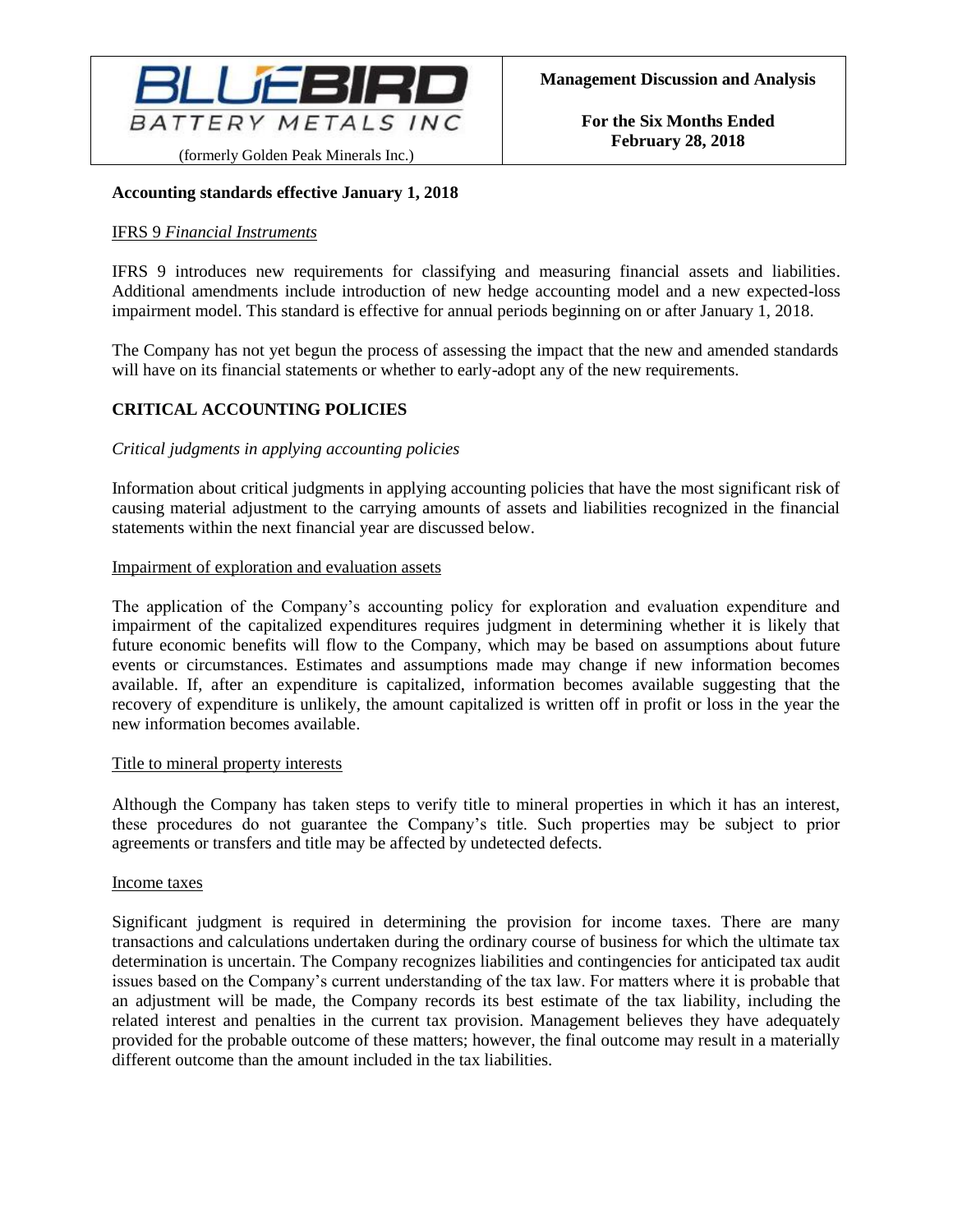**Accounting standards effective January 1, 2018**

IFRS 9 *Financial Instruments*

IFRS 9 introduces new requirements for classifying and measuring financial assets and liabilities. Additional amendments include introduction of new hedge accounting model and a new expected-loss impairment model. This standard is effective for annual periods beginning on or after January 1, 2018.

The Company has not yet begun the process of assessing the impact that the new and amended standards will have on its financial statements or whether to early-adopt any of the new requirements.

## CRITICAL ACCOUNTING POLICIES

*Critical judgments in applying accounting policies*

Information about critical judgments in applying accounting policies that have the most significant risk of causing material adjustment to the carrying amounts of assets and liabilities recognized in the financial statements within the next financial year are discussed below.

Impairment of exploration and evaluation assets

The application of the Company's accounting policy for exploration and evaluation expenditure and impairment of the capitalized expenditures requires judgment in determining whether it is likely that future economic benefits will flow to the Company, which may be based on assumptions about future events or circumstances. Estimates and assumptions made may change if new information becomes available. If, after an expenditure is capitalized, information becomes available suggesting that the recovery of expenditure is unlikely, the amount capitalized is written off in profit or loss in the year the new information becomes available.

Title to mineral property interests

Although the Company has taken steps to verify title to mineral properties in which it has an interest, these procedures do not guarantee the Company's title. Such properties may be subject to prior agreements or transfers and title may be affected by undetected defects.

Income taxes

Significant judgment is required in determining the provision for income taxes. There are many transactions and calculations undertaken during the ordinary course of business for which the ultimate tax determination is uncertain. The Company recognizes liabilities and contingencies for anticipated tax audit issues based on the Company's current understanding of the tax law. For matters where it is probable that an adjustment will be made, the Company records its best estimate of the tax liability, including the related interest and penalties in the current tax provision. Management believes they have adequately provided for the probable outcome of these matters; however, the final outcome may result in a materially different outcome than the amount included in the tax liabilities.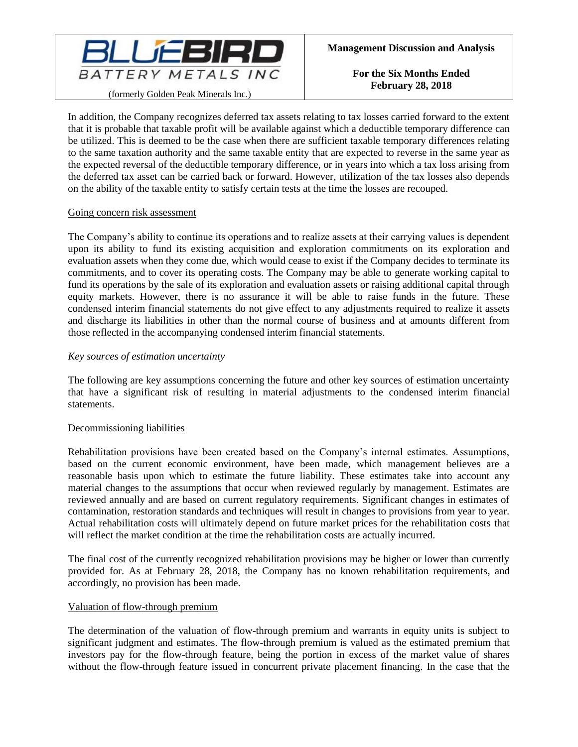In addition, the Company recognizes deferred tax assets relating to tax losses carried forward to the extent that it is probable that taxable profit will be available against which a deductible temporary difference can be utilized. This is deemed to be the case when there are sufficient taxable temporary differences relating to the same taxation authority and the same taxable entity that are expected to reverse in the same year as the expected reversal of the deductible temporary difference, or in years into which a tax loss arising from the deferred tax asset can be carried back or forward. However, utilization of the tax losses also depends on the ability of the taxable entity to satisfy certain tests at the time the losses are recouped.

Going concern risk assessment

The Company's ability to continue its operations and to realize assets at their carrying values is dependent upon its ability to fund its existing acquisition and exploration commitments on its exploration and evaluation assets when they come due, which would cease to exist if the Company decides to terminate its commitments, and to cover its operating costs. The Company may be able to generate working capital to fund its operations by the sale of its exploration and evaluation assets or raising additional capital through equity markets. However, there is no assurance it will be able to raise funds in the future. These condensed interim financial statements do not give effect to any adjustments required to realize it assets and discharge its liabilities in other than the normal course of business and at amounts different from those reflected in the accompanying condensed interim financial statements.

*Key sources of estimation uncertainty*

The following are key assumptions concerning the future and other key sources of estimation uncertainty that have a significant risk of resulting in material adjustments to the condensed interim financial statements.

Decommissioning liabilities

Rehabilitation provisions have been created based on the Company's internal estimates. Assumptions, based on the current economic environment, have been made, which management believes are a reasonable basis upon which to estimate the future liability. These estimates take into account any material changes to the assumptions that occur when reviewed regularly by management. Estimates are reviewed annually and are based on current regulatory requirements. Significant changes in estimates of contamination, restoration standards and techniques will result in changes to provisions from year to year. Actual rehabilitation costs will ultimately depend on future market prices for the rehabilitation costs that will reflect the market condition at the time the rehabilitation costs are actually incurred.

The final cost of the currently recognized rehabilitation provisions may be higher or lower than currently provided for. As at February 28, 2018, the Company has no known rehabilitation requirements, and accordingly, no provision has been made.

Valuation of flow-through premium

The determination of the valuation of flow-through premium and warrants in equity units is subject to significant judgment and estimates. The flow-through premium is valued as the estimated premium that investors pay for the flow-through feature, being the portion in excess of the market value of shares without the flow-through feature issued in concurrent private placement financing. In the case that the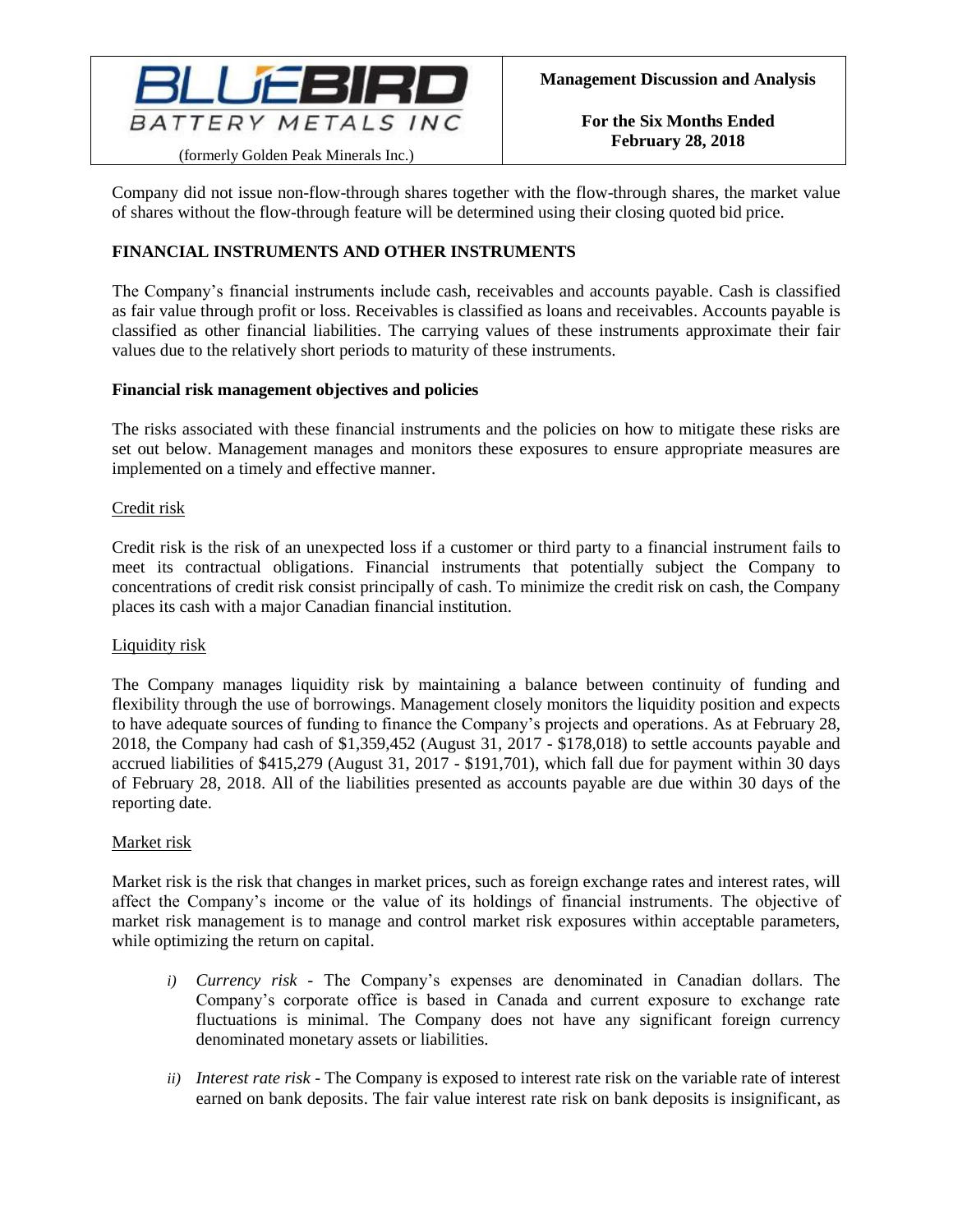Company did not issue non-flow-through shares together with the flow-through shares, the market value of shares without the flow-through feature will be determined using their closing quoted bid price.

## FINANCIAL INSTRUMENTS AND OTHER INSTRUMENTS

The Company's financial instruments include cash, receivables and accounts payable. Cash is classified as fair value through profit or loss. Receivables is classified as loans and receivables. Accounts payable is classified as other financial liabilities. The carrying values of these instruments approximate their fair values due to the relatively short periods to maturity of these instruments.

### Financial risk management objectives and policies

The risks associated with these financial instruments and the policies on how to mitigate these risks are set out below. Management manages and monitors these exposures to ensure appropriate measures are implemented on a timely and effective manner.

Credit risk

Credit risk is the risk of an unexpected loss if a customer or third party to a financial instrument fails to meet its contractual obligations. Financial instruments that potentially subject the Company to concentrations of credit risk consist principally of cash. To minimize the credit risk on cash, the Company places its cash with a major Canadian financial institution.

Liquidity risk

The Company manages liquidity risk by maintaining a balance between continuity of funding and flexibility through the use of borrowings. Management closely monitors the liquidity position and expects to have adequate sources of funding to finance the Company's projects and operations. As at February 28, 2018, the Company had cash of $1,359,452 (August 31, 2017 - $178,018) to settle accounts payable and accrued liabilities of $415,279 (August 31, 2017 - $191,701), which fall due for payment within 30 days of February 28, 2018. All of the liabilities presented as accounts payable are due within 30 days of the reporting date.

Market risk

Market risk is the risk that changes in market prices, such as foreign exchange rates and interest rates, will affect the Company's income or the value of its holdings of financial instruments. The objective of market risk management is to manage and control market risk exposures within acceptable parameters, while optimizing the return on capital.

i) *Currency risk* - The Company's expenses are denominated in Canadian dollars. The Company's corporate office is based in Canada and current exposure to exchange rate fluctuations is minimal. The Company does not have any significant foreign currency denominated monetary assets or liabilities.

ii) *Interest rate risk* - The Company is exposed to interest rate risk on the variable rate of interest earned on bank deposits. The fair value interest rate risk on bank deposits is insignificant, as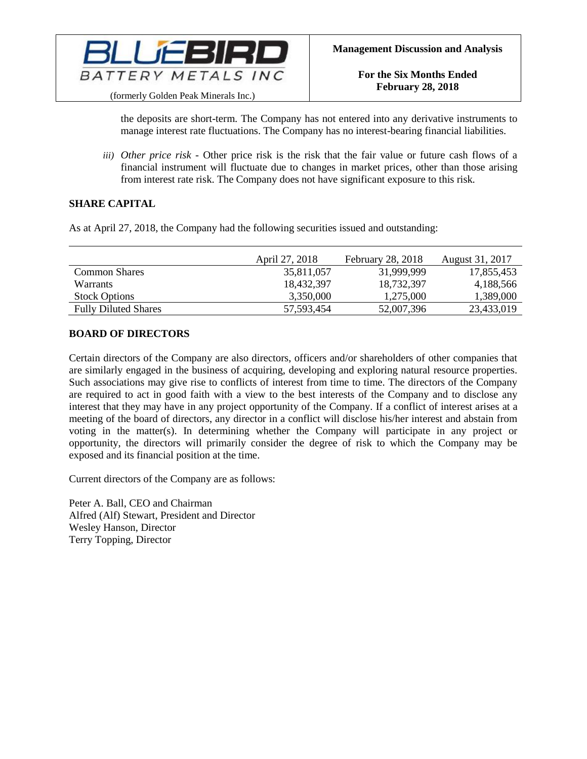the deposits are short-term. The Company has not entered into any derivative instruments to manage interest rate fluctuations. The Company has no interest-bearing financial liabilities.

*iii) Other price risk* - Other price risk is the risk that the fair value or future cash flows of a financial instrument will fluctuate due to changes in market prices, other than those arising from interest rate risk. The Company does not have significant exposure to this risk.

## SHARE CAPITAL

As at April 27, 2018, the Company had the following securities issued and outstanding:

| | April 27, 2018 | February 28, 2018 | August 31, 2017 |
|---|---|---|---|
| Common Shares | 35,811,057 | 31,999,999 | 17,855,453 |
| Warrants | 18,432,397 | 18,732,397 | 4,188,566 |
| Stock Options | 3,350,000 | 1,275,000 | 1,389,000 |
| Fully Diluted Shares | 57,593,454 | 52,007,396 | 23,433,019 |

## BOARD OF DIRECTORS

Certain directors of the Company are also directors, officers and/or shareholders of other companies that are similarly engaged in the business of acquiring, developing and exploring natural resource properties. Such associations may give rise to conflicts of interest from time to time. The directors of the Company are required to act in good faith with a view to the best interests of the Company and to disclose any interest that they may have in any project opportunity of the Company. If a conflict of interest arises at a meeting of the board of directors, any director in a conflict will disclose his/her interest and abstain from voting in the matter(s). In determining whether the Company will participate in any project or opportunity, the directors will primarily consider the degree of risk to which the Company may be exposed and its financial position at the time.

Current directors of the Company are as follows:

Peter A. Ball, CEO and Chairman
Alfred (Alf) Stewart, President and Director
Wesley Hanson, Director
Terry Topping, Director